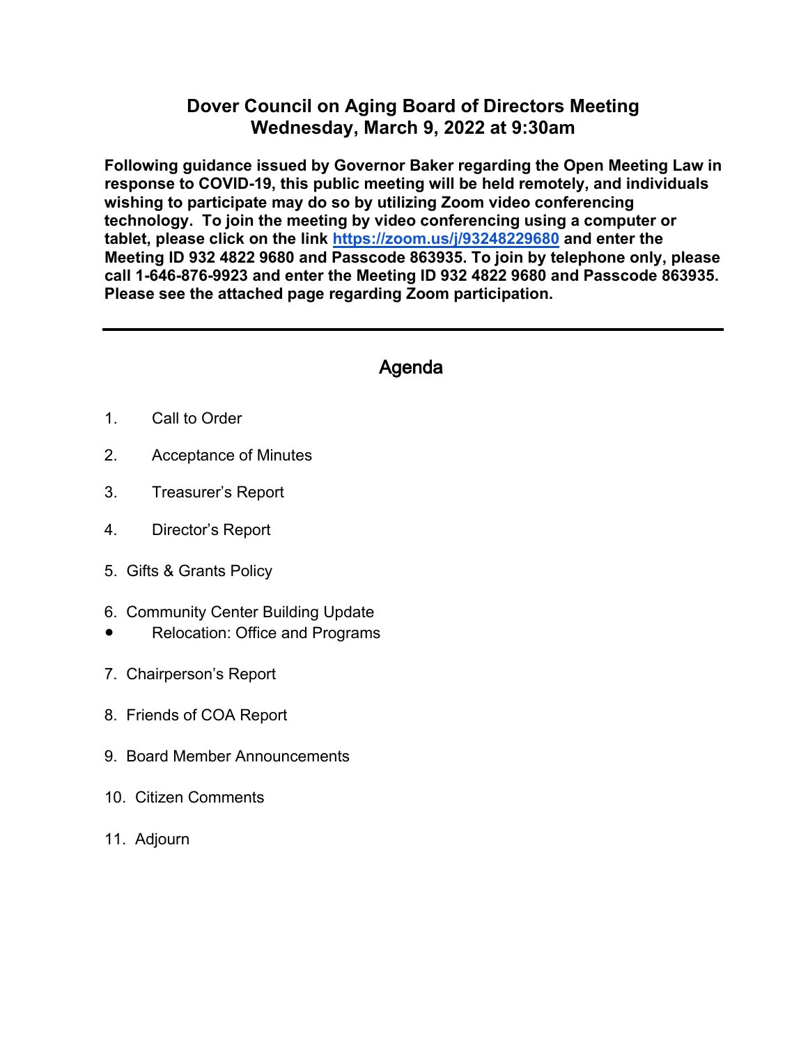# Dover Council on Aging Board of Directors Meeting
# Wednesday, March 9, 2022 at 9:30am

**Following guidance issued by Governor Baker regarding the Open Meeting Law in response to COVID-19, this public meeting will be held remotely, and individuals wishing to participate may do so by utilizing Zoom video conferencing technology. To join the meeting by video conferencing using a computer or tablet, please click on the link [https://zoom.us/j/93248229680](https://zoom.us/j/93248229680) and enter the Meeting ID 932 4822 9680 and Passcode 863935. To join by telephone only, please call 1-646-876-9923 and enter the Meeting ID 932 4822 9680 and Passcode 863935. Please see the attached page regarding Zoom participation.**

---

## Agenda

1. Call to Order
2. Acceptance of Minutes
3. Treasurer's Report
4. Director's Report
5. Gifts & Grants Policy
6. Community Center Building Update
   - Relocation: Office and Programs
7. Chairperson's Report
8. Friends of COA Report
9. Board Member Announcements
10. Citizen Comments
11. Adjourn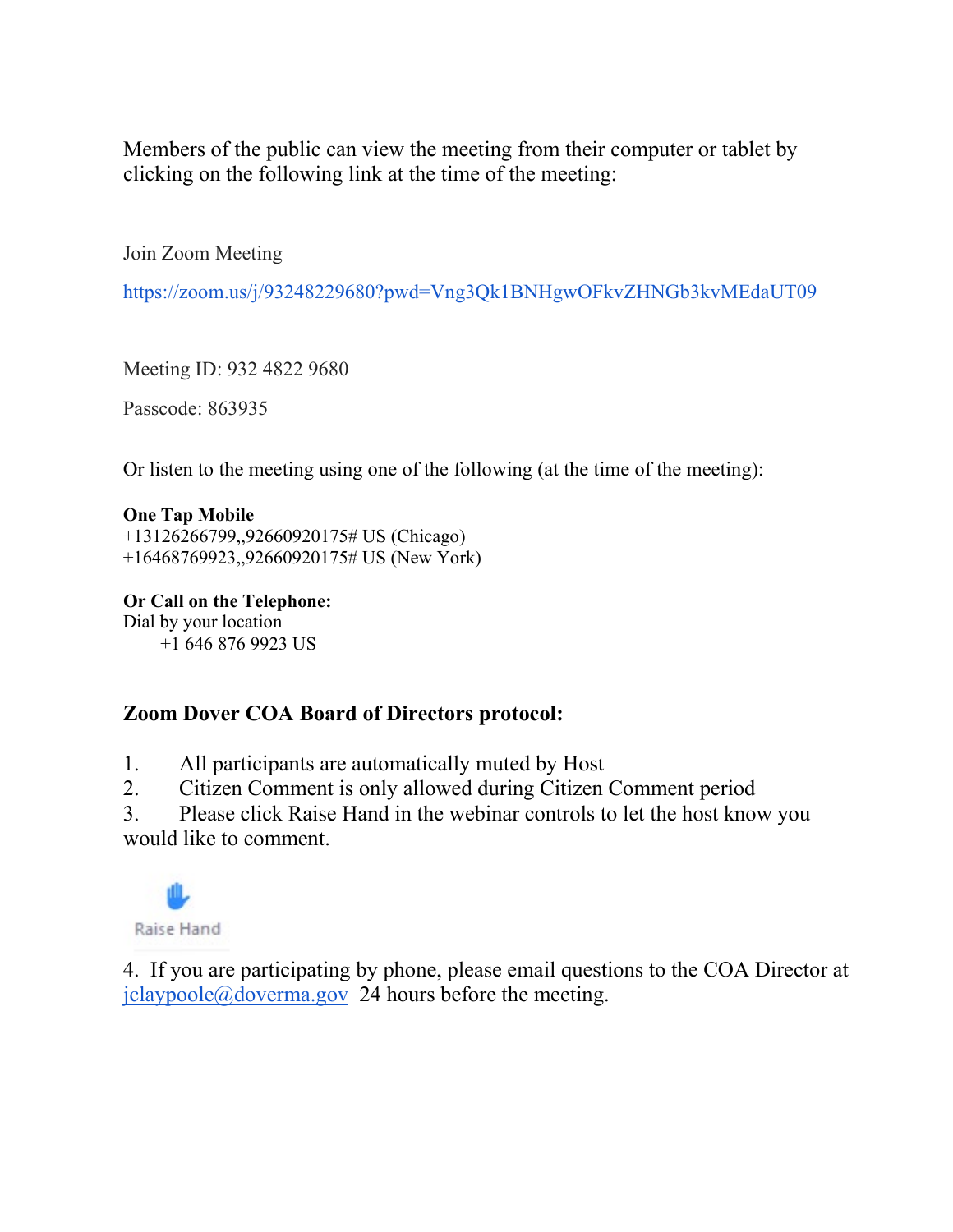Members of the public can view the meeting from their computer or tablet by clicking on the following link at the time of the meeting:

Join Zoom Meeting

https://zoom.us/j/93248229680?pwd=Vng3Qk1BNHgwOFkvZHNGb3kvMEdaUT09

Meeting ID: 932 4822 9680

Passcode: 863935

Or listen to the meeting using one of the following (at the time of the meeting):

**One Tap Mobile**
+13126266799,,92660920175# US (Chicago)
+16468769923,,92660920175# US (New York)

**Or Call on the Telephone:**
Dial by your location
+1 646 876 9923 US

### Zoom Dover COA Board of Directors protocol:

1. All participants are automatically muted by Host
2. Citizen Comment is only allowed during Citizen Comment period
3. Please click Raise Hand in the webinar controls to let the host know you would like to comment.

Raise Hand

4. If you are participating by phone, please email questions to the COA Director at jclaypoole@doverma.gov 24 hours before the meeting.